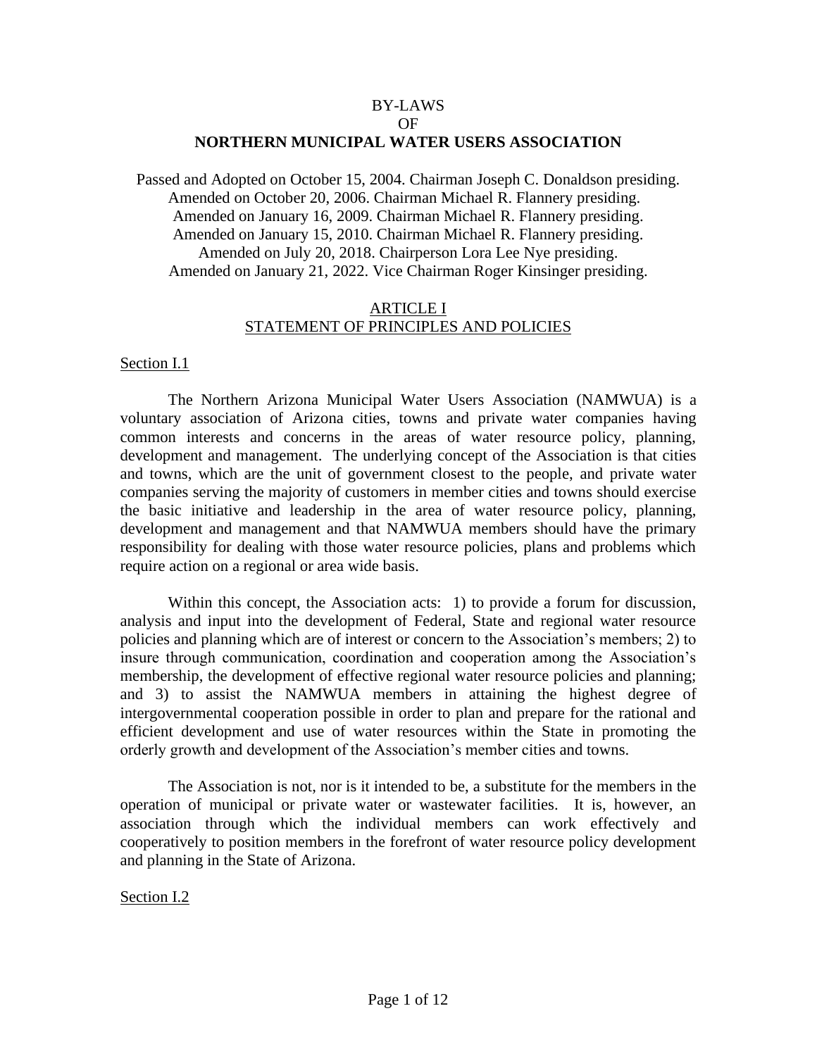# BY-LAWS
# OF
# **NORTHERN MUNICIPAL WATER USERS ASSOCIATION**

Passed and Adopted on October 15, 2004. Chairman Joseph C. Donaldson presiding.
Amended on October 20, 2006. Chairman Michael R. Flannery presiding.
Amended on January 16, 2009. Chairman Michael R. Flannery presiding.
Amended on January 15, 2010. Chairman Michael R. Flannery presiding.
Amended on July 20, 2018. Chairperson Lora Lee Nye presiding.
Amended on January 21, 2022. Vice Chairman Roger Kinsinger presiding.

## ARTICLE I
## STATEMENT OF PRINCIPLES AND POLICIES

### Section I.1

The Northern Arizona Municipal Water Users Association (NAMWUA) is a voluntary association of Arizona cities, towns and private water companies having common interests and concerns in the areas of water resource policy, planning, development and management. The underlying concept of the Association is that cities and towns, which are the unit of government closest to the people, and private water companies serving the majority of customers in member cities and towns should exercise the basic initiative and leadership in the area of water resource policy, planning, development and management and that NAMWUA members should have the primary responsibility for dealing with those water resource policies, plans and problems which require action on a regional or area wide basis.

Within this concept, the Association acts: 1) to provide a forum for discussion, analysis and input into the development of Federal, State and regional water resource policies and planning which are of interest or concern to the Association's members; 2) to insure through communication, coordination and cooperation among the Association's membership, the development of effective regional water resource policies and planning; and 3) to assist the NAMWUA members in attaining the highest degree of intergovernmental cooperation possible in order to plan and prepare for the rational and efficient development and use of water resources within the State in promoting the orderly growth and development of the Association's member cities and towns.

The Association is not, nor is it intended to be, a substitute for the members in the operation of municipal or private water or wastewater facilities. It is, however, an association through which the individual members can work effectively and cooperatively to position members in the forefront of water resource policy development and planning in the State of Arizona.

### Section I.2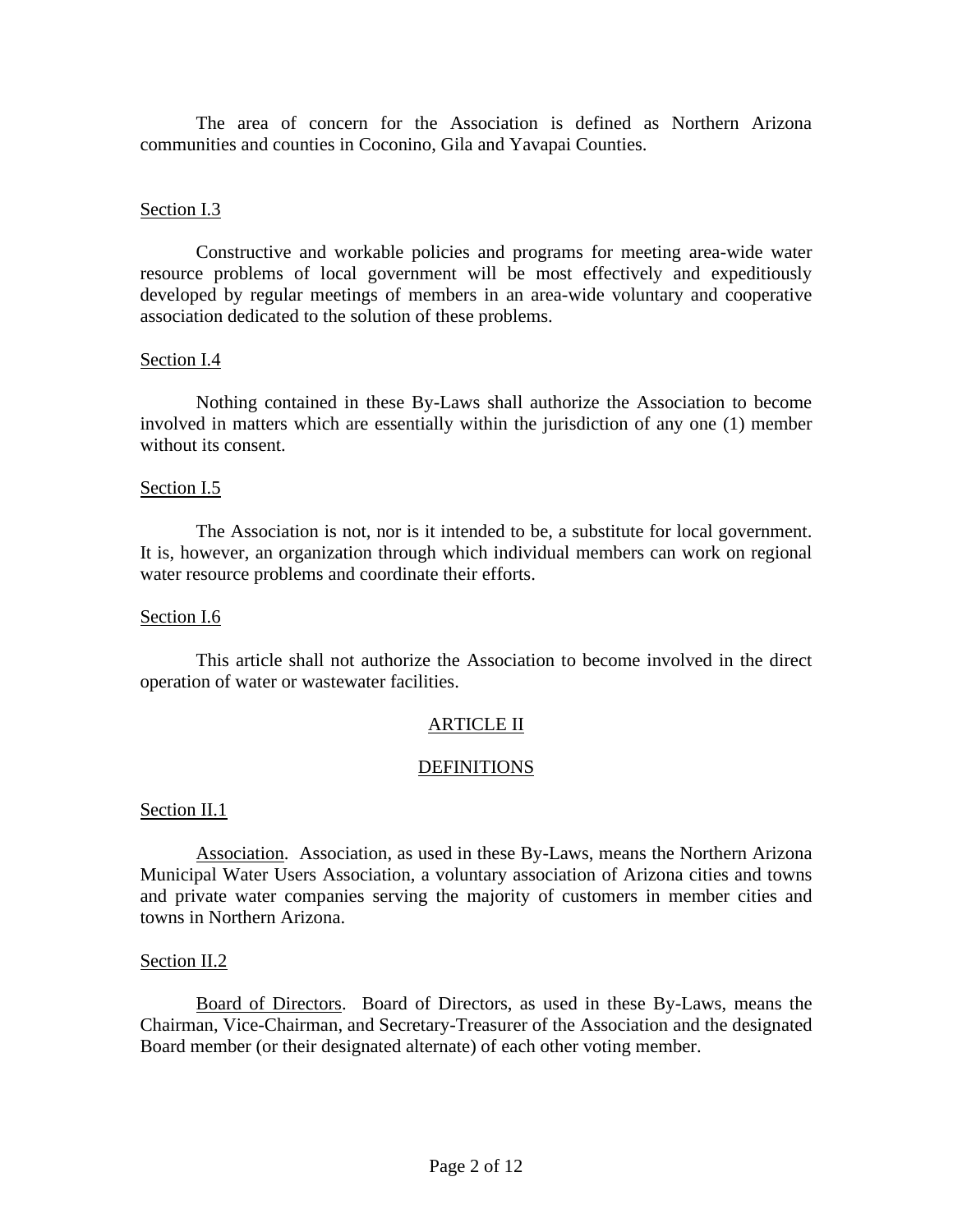The area of concern for the Association is defined as Northern Arizona communities and counties in Coconino, Gila and Yavapai Counties.

Section I.3

Constructive and workable policies and programs for meeting area-wide water resource problems of local government will be most effectively and expeditiously developed by regular meetings of members in an area-wide voluntary and cooperative association dedicated to the solution of these problems.

Section I.4

Nothing contained in these By-Laws shall authorize the Association to become involved in matters which are essentially within the jurisdiction of any one (1) member without its consent.

Section I.5

The Association is not, nor is it intended to be, a substitute for local government. It is, however, an organization through which individual members can work on regional water resource problems and coordinate their efforts.

Section I.6

This article shall not authorize the Association to become involved in the direct operation of water or wastewater facilities.

## ARTICLE II

## DEFINITIONS

Section II.1

Association. Association, as used in these By-Laws, means the Northern Arizona Municipal Water Users Association, a voluntary association of Arizona cities and towns and private water companies serving the majority of customers in member cities and towns in Northern Arizona.

Section II.2

Board of Directors. Board of Directors, as used in these By-Laws, means the Chairman, Vice-Chairman, and Secretary-Treasurer of the Association and the designated Board member (or their designated alternate) of each other voting member.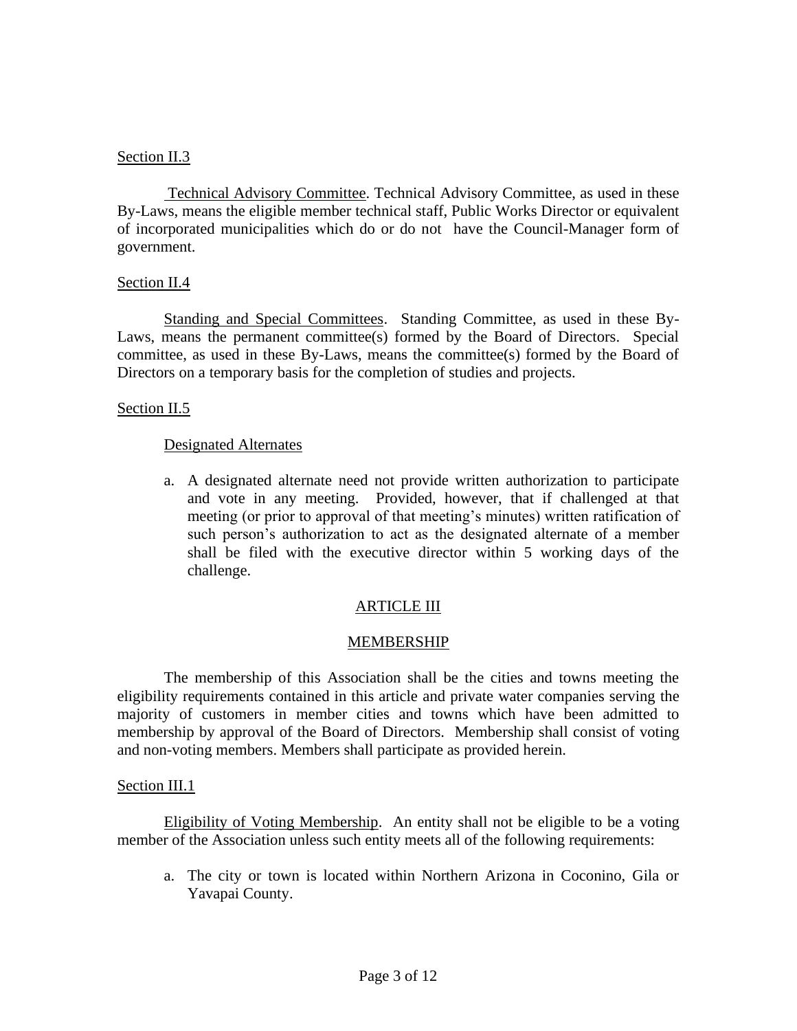Section II.3

Technical Advisory Committee. Technical Advisory Committee, as used in these By-Laws, means the eligible member technical staff, Public Works Director or equivalent of incorporated municipalities which do or do not have the Council-Manager form of government.

Section II.4

Standing and Special Committees. Standing Committee, as used in these By-Laws, means the permanent committee(s) formed by the Board of Directors. Special committee, as used in these By-Laws, means the committee(s) formed by the Board of Directors on a temporary basis for the completion of studies and projects.

Section II.5

Designated Alternates

a. A designated alternate need not provide written authorization to participate and vote in any meeting. Provided, however, that if challenged at that meeting (or prior to approval of that meeting's minutes) written ratification of such person's authorization to act as the designated alternate of a member shall be filed with the executive director within 5 working days of the challenge.

## ARTICLE III

## MEMBERSHIP

The membership of this Association shall be the cities and towns meeting the eligibility requirements contained in this article and private water companies serving the majority of customers in member cities and towns which have been admitted to membership by approval of the Board of Directors. Membership shall consist of voting and non-voting members. Members shall participate as provided herein.

Section III.1

Eligibility of Voting Membership. An entity shall not be eligible to be a voting member of the Association unless such entity meets all of the following requirements:

a. The city or town is located within Northern Arizona in Coconino, Gila or Yavapai County.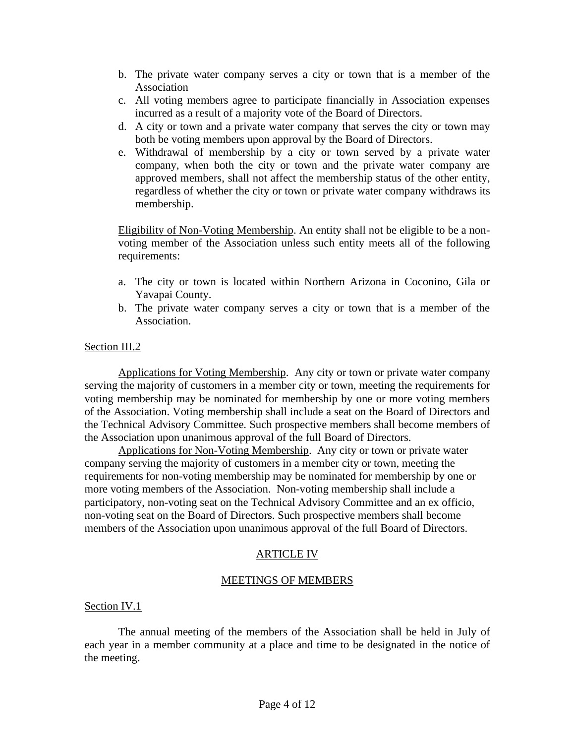b. The private water company serves a city or town that is a member of the Association
c. All voting members agree to participate financially in Association expenses incurred as a result of a majority vote of the Board of Directors.
d. A city or town and a private water company that serves the city or town may both be voting members upon approval by the Board of Directors.
e. Withdrawal of membership by a city or town served by a private water company, when both the city or town and the private water company are approved members, shall not affect the membership status of the other entity, regardless of whether the city or town or private water company withdraws its membership.

<u>Eligibility of Non-Voting Membership</u>. An entity shall not be eligible to be a non-voting member of the Association unless such entity meets all of the following requirements:

a. The city or town is located within Northern Arizona in Coconino, Gila or Yavapai County.
b. The private water company serves a city or town that is a member of the Association.

<u>Section III.2</u>

<u>Applications for Voting Membership</u>. Any city or town or private water company serving the majority of customers in a member city or town, meeting the requirements for voting membership may be nominated for membership by one or more voting members of the Association. Voting membership shall include a seat on the Board of Directors and the Technical Advisory Committee. Such prospective members shall become members of the Association upon unanimous approval of the full Board of Directors.

<u>Applications for Non-Voting Membership</u>. Any city or town or private water company serving the majority of customers in a member city or town, meeting the requirements for non-voting membership may be nominated for membership by one or more voting members of the Association. Non-voting membership shall include a participatory, non-voting seat on the Technical Advisory Committee and an ex officio, non-voting seat on the Board of Directors. Such prospective members shall become members of the Association upon unanimous approval of the full Board of Directors.

## ARTICLE IV

## MEETINGS OF MEMBERS

<u>Section IV.1</u>

The annual meeting of the members of the Association shall be held in July of each year in a member community at a place and time to be designated in the notice of the meeting.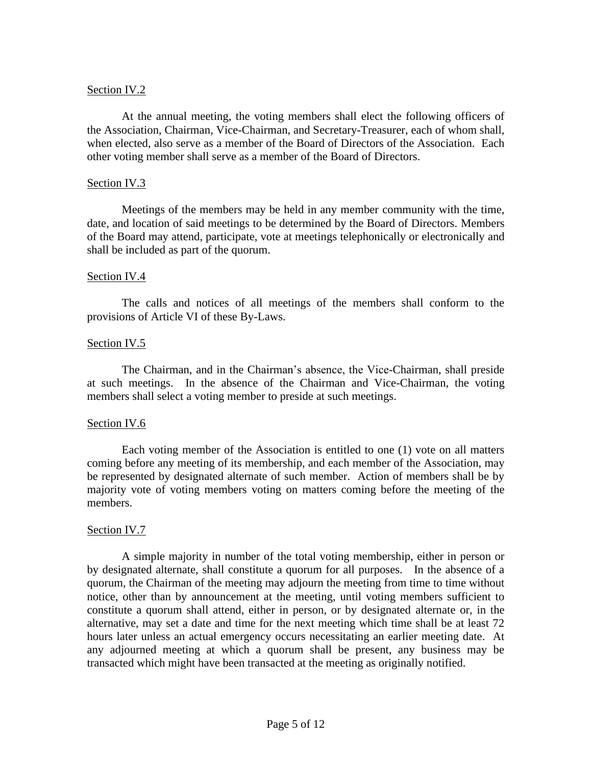Section IV.2

At the annual meeting, the voting members shall elect the following officers of the Association, Chairman, Vice-Chairman, and Secretary-Treasurer, each of whom shall, when elected, also serve as a member of the Board of Directors of the Association. Each other voting member shall serve as a member of the Board of Directors.

Section IV.3

Meetings of the members may be held in any member community with the time, date, and location of said meetings to be determined by the Board of Directors. Members of the Board may attend, participate, vote at meetings telephonically or electronically and shall be included as part of the quorum.

Section IV.4

The calls and notices of all meetings of the members shall conform to the provisions of Article VI of these By-Laws.

Section IV.5

The Chairman, and in the Chairman's absence, the Vice-Chairman, shall preside at such meetings. In the absence of the Chairman and Vice-Chairman, the voting members shall select a voting member to preside at such meetings.

Section IV.6

Each voting member of the Association is entitled to one (1) vote on all matters coming before any meeting of its membership, and each member of the Association, may be represented by designated alternate of such member. Action of members shall be by majority vote of voting members voting on matters coming before the meeting of the members.

Section IV.7

A simple majority in number of the total voting membership, either in person or by designated alternate, shall constitute a quorum for all purposes. In the absence of a quorum, the Chairman of the meeting may adjourn the meeting from time to time without notice, other than by announcement at the meeting, until voting members sufficient to constitute a quorum shall attend, either in person, or by designated alternate or, in the alternative, may set a date and time for the next meeting which time shall be at least 72 hours later unless an actual emergency occurs necessitating an earlier meeting date. At any adjourned meeting at which a quorum shall be present, any business may be transacted which might have been transacted at the meeting as originally notified.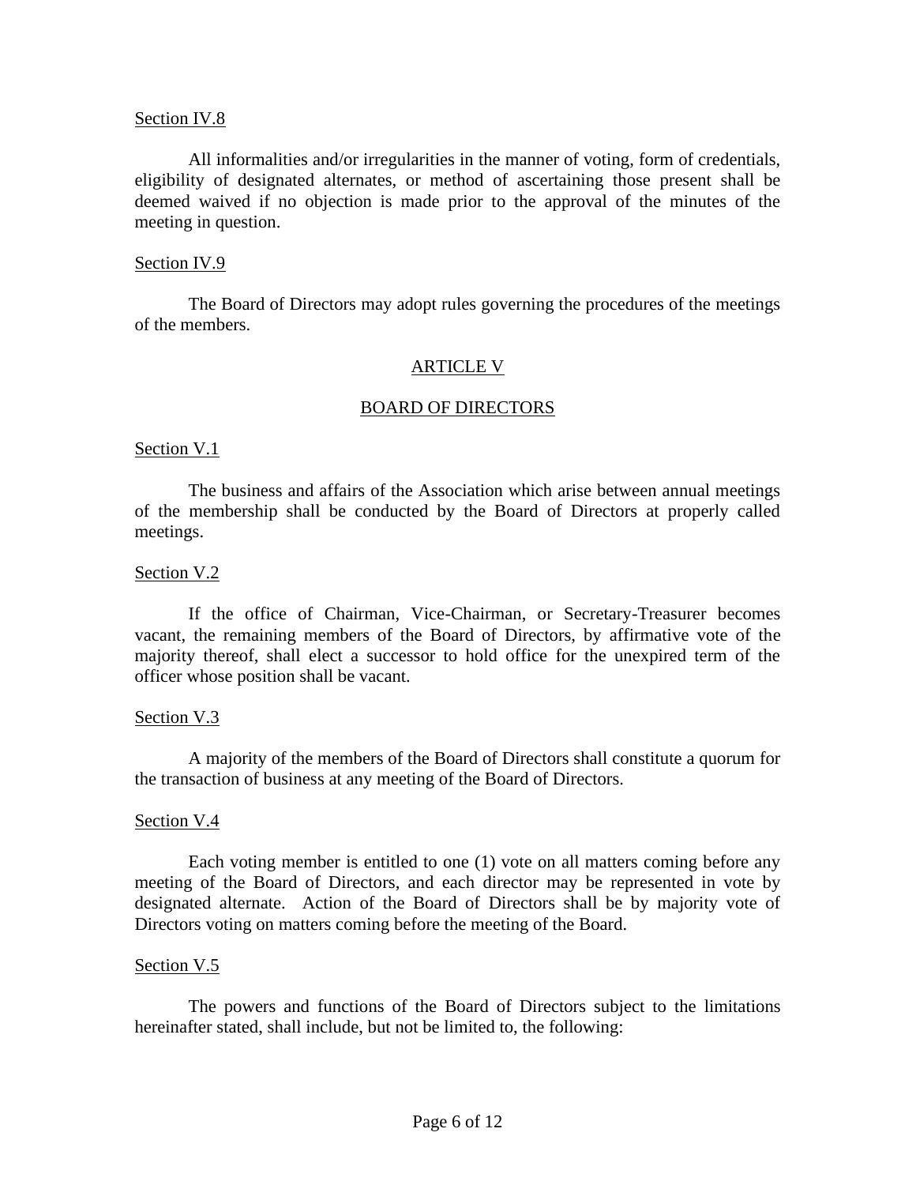Section IV.8

All informalities and/or irregularities in the manner of voting, form of credentials, eligibility of designated alternates, or method of ascertaining those present shall be deemed waived if no objection is made prior to the approval of the minutes of the meeting in question.

Section IV.9

The Board of Directors may adopt rules governing the procedures of the meetings of the members.

## ARTICLE V

## BOARD OF DIRECTORS

Section V.1

The business and affairs of the Association which arise between annual meetings of the membership shall be conducted by the Board of Directors at properly called meetings.

Section V.2

If the office of Chairman, Vice-Chairman, or Secretary-Treasurer becomes vacant, the remaining members of the Board of Directors, by affirmative vote of the majority thereof, shall elect a successor to hold office for the unexpired term of the officer whose position shall be vacant.

Section V.3

A majority of the members of the Board of Directors shall constitute a quorum for the transaction of business at any meeting of the Board of Directors.

Section V.4

Each voting member is entitled to one (1) vote on all matters coming before any meeting of the Board of Directors, and each director may be represented in vote by designated alternate. Action of the Board of Directors shall be by majority vote of Directors voting on matters coming before the meeting of the Board.

Section V.5

The powers and functions of the Board of Directors subject to the limitations hereinafter stated, shall include, but not be limited to, the following: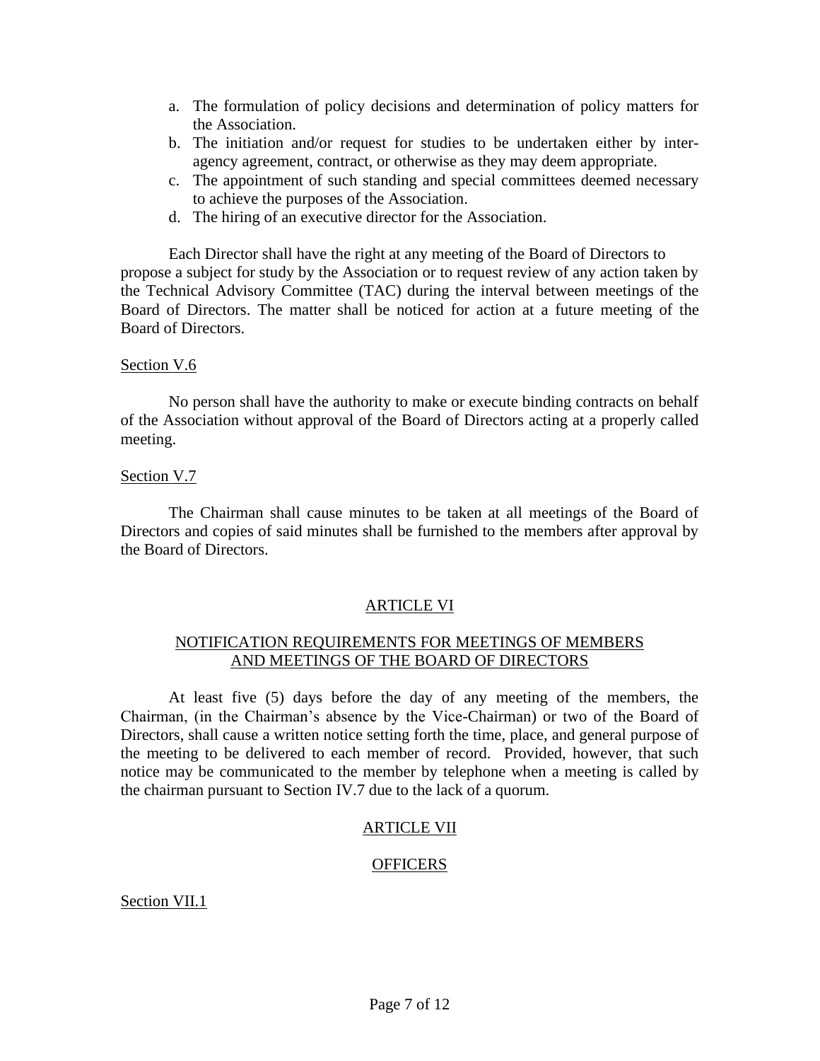a. The formulation of policy decisions and determination of policy matters for the Association.
b. The initiation and/or request for studies to be undertaken either by inter-agency agreement, contract, or otherwise as they may deem appropriate.
c. The appointment of such standing and special committees deemed necessary to achieve the purposes of the Association.
d. The hiring of an executive director for the Association.

Each Director shall have the right at any meeting of the Board of Directors to propose a subject for study by the Association or to request review of any action taken by the Technical Advisory Committee (TAC) during the interval between meetings of the Board of Directors. The matter shall be noticed for action at a future meeting of the Board of Directors.

Section V.6

No person shall have the authority to make or execute binding contracts on behalf of the Association without approval of the Board of Directors acting at a properly called meeting.

Section V.7

The Chairman shall cause minutes to be taken at all meetings of the Board of Directors and copies of said minutes shall be furnished to the members after approval by the Board of Directors.

## ARTICLE VI

## NOTIFICATION REQUIREMENTS FOR MEETINGS OF MEMBERS AND MEETINGS OF THE BOARD OF DIRECTORS

At least five (5) days before the day of any meeting of the members, the Chairman, (in the Chairman's absence by the Vice-Chairman) or two of the Board of Directors, shall cause a written notice setting forth the time, place, and general purpose of the meeting to be delivered to each member of record. Provided, however, that such notice may be communicated to the member by telephone when a meeting is called by the chairman pursuant to Section IV.7 due to the lack of a quorum.

## ARTICLE VII

## OFFICERS

Section VII.1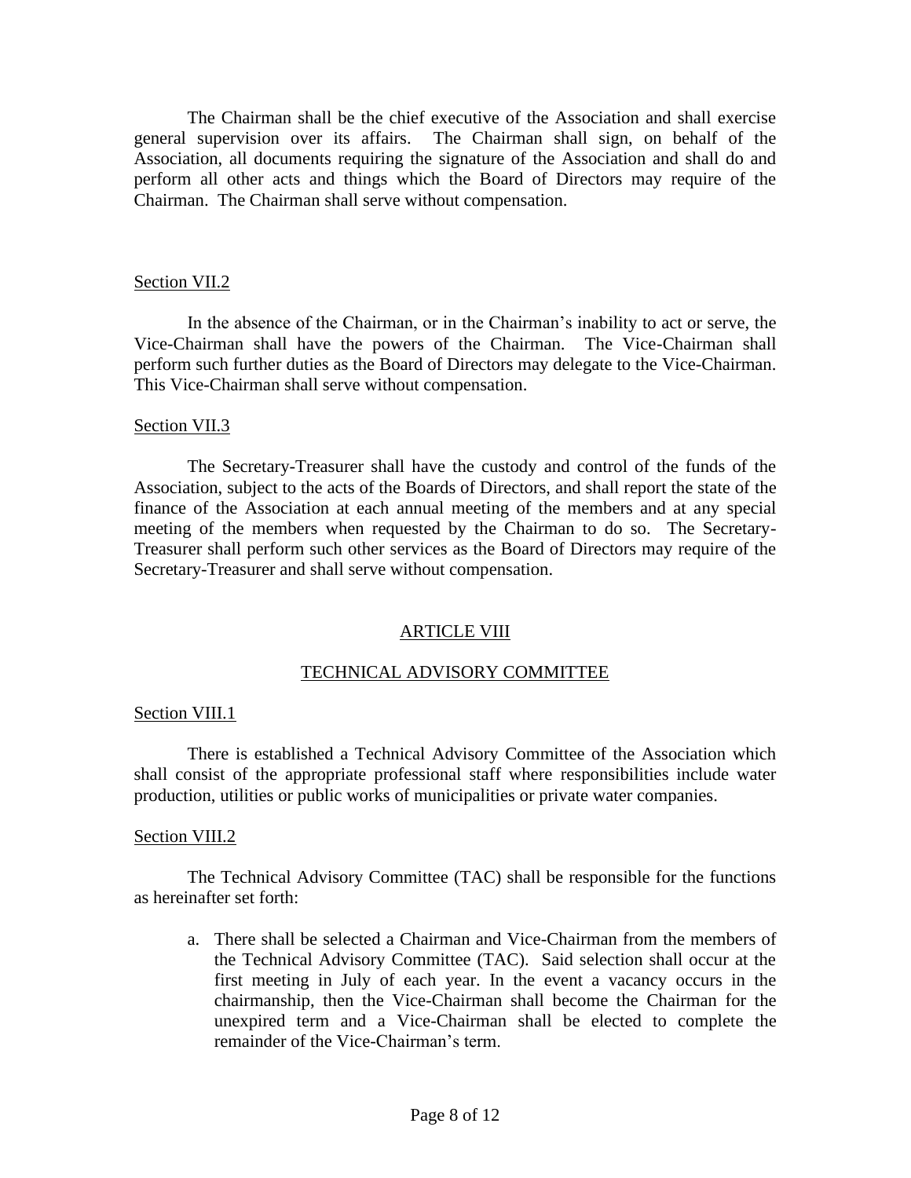The Chairman shall be the chief executive of the Association and shall exercise general supervision over its affairs. The Chairman shall sign, on behalf of the Association, all documents requiring the signature of the Association and shall do and perform all other acts and things which the Board of Directors may require of the Chairman. The Chairman shall serve without compensation.

Section VII.2

In the absence of the Chairman, or in the Chairman's inability to act or serve, the Vice-Chairman shall have the powers of the Chairman. The Vice-Chairman shall perform such further duties as the Board of Directors may delegate to the Vice-Chairman. This Vice-Chairman shall serve without compensation.

Section VII.3

The Secretary-Treasurer shall have the custody and control of the funds of the Association, subject to the acts of the Boards of Directors, and shall report the state of the finance of the Association at each annual meeting of the members and at any special meeting of the members when requested by the Chairman to do so. The Secretary-Treasurer shall perform such other services as the Board of Directors may require of the Secretary-Treasurer and shall serve without compensation.

## ARTICLE VIII

## TECHNICAL ADVISORY COMMITTEE

Section VIII.1

There is established a Technical Advisory Committee of the Association which shall consist of the appropriate professional staff where responsibilities include water production, utilities or public works of municipalities or private water companies.

Section VIII.2

The Technical Advisory Committee (TAC) shall be responsible for the functions as hereinafter set forth:

a. There shall be selected a Chairman and Vice-Chairman from the members of the Technical Advisory Committee (TAC). Said selection shall occur at the first meeting in July of each year. In the event a vacancy occurs in the chairmanship, then the Vice-Chairman shall become the Chairman for the unexpired term and a Vice-Chairman shall be elected to complete the remainder of the Vice-Chairman's term.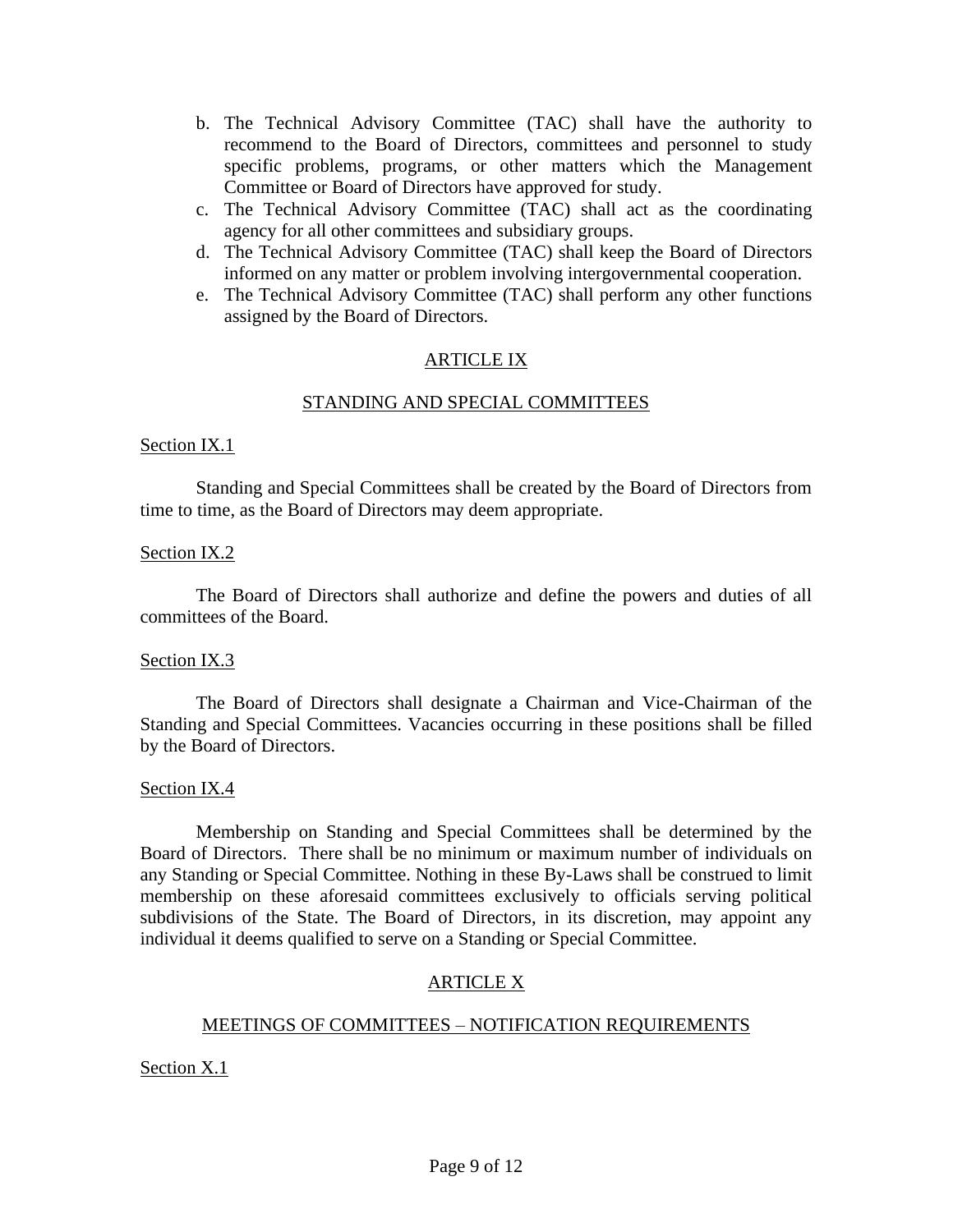b. The Technical Advisory Committee (TAC) shall have the authority to recommend to the Board of Directors, committees and personnel to study specific problems, programs, or other matters which the Management Committee or Board of Directors have approved for study.
c. The Technical Advisory Committee (TAC) shall act as the coordinating agency for all other committees and subsidiary groups.
d. The Technical Advisory Committee (TAC) shall keep the Board of Directors informed on any matter or problem involving intergovernmental cooperation.
e. The Technical Advisory Committee (TAC) shall perform any other functions assigned by the Board of Directors.

## ARTICLE IX

## STANDING AND SPECIAL COMMITTEES

Section IX.1

Standing and Special Committees shall be created by the Board of Directors from time to time, as the Board of Directors may deem appropriate.

Section IX.2

The Board of Directors shall authorize and define the powers and duties of all committees of the Board.

Section IX.3

The Board of Directors shall designate a Chairman and Vice-Chairman of the Standing and Special Committees. Vacancies occurring in these positions shall be filled by the Board of Directors.

Section IX.4

Membership on Standing and Special Committees shall be determined by the Board of Directors. There shall be no minimum or maximum number of individuals on any Standing or Special Committee. Nothing in these By-Laws shall be construed to limit membership on these aforesaid committees exclusively to officials serving political subdivisions of the State. The Board of Directors, in its discretion, may appoint any individual it deems qualified to serve on a Standing or Special Committee.

## ARTICLE X

## MEETINGS OF COMMITTEES – NOTIFICATION REQUIREMENTS

Section X.1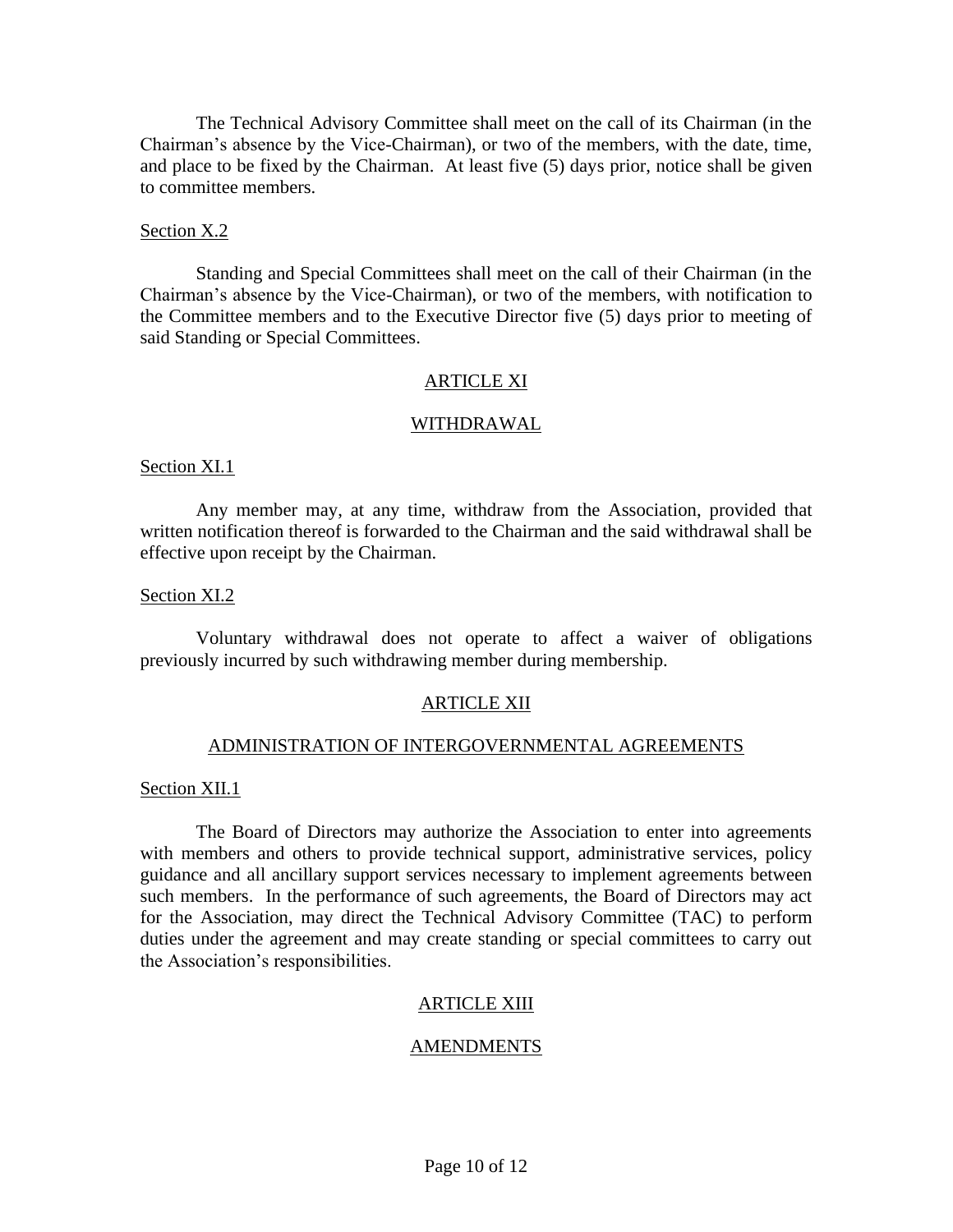The Technical Advisory Committee shall meet on the call of its Chairman (in the Chairman's absence by the Vice-Chairman), or two of the members, with the date, time, and place to be fixed by the Chairman. At least five (5) days prior, notice shall be given to committee members.

Section X.2

Standing and Special Committees shall meet on the call of their Chairman (in the Chairman's absence by the Vice-Chairman), or two of the members, with notification to the Committee members and to the Executive Director five (5) days prior to meeting of said Standing or Special Committees.

## ARTICLE XI

## WITHDRAWAL

Section XI.1

Any member may, at any time, withdraw from the Association, provided that written notification thereof is forwarded to the Chairman and the said withdrawal shall be effective upon receipt by the Chairman.

Section XI.2

Voluntary withdrawal does not operate to affect a waiver of obligations previously incurred by such withdrawing member during membership.

## ARTICLE XII

## ADMINISTRATION OF INTERGOVERNMENTAL AGREEMENTS

Section XII.1

The Board of Directors may authorize the Association to enter into agreements with members and others to provide technical support, administrative services, policy guidance and all ancillary support services necessary to implement agreements between such members. In the performance of such agreements, the Board of Directors may act for the Association, may direct the Technical Advisory Committee (TAC) to perform duties under the agreement and may create standing or special committees to carry out the Association's responsibilities.

## ARTICLE XIII

## AMENDMENTS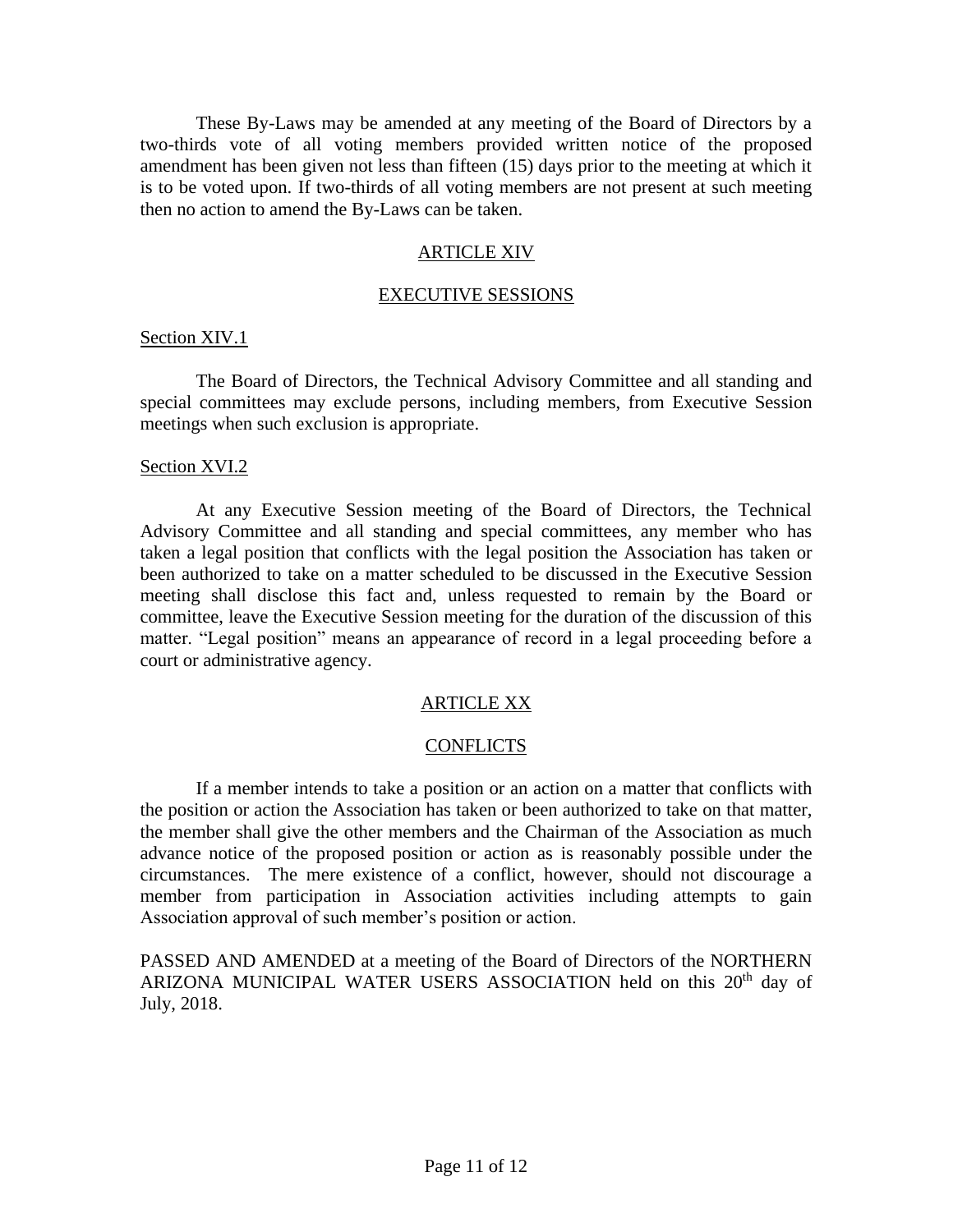These By-Laws may be amended at any meeting of the Board of Directors by a two-thirds vote of all voting members provided written notice of the proposed amendment has been given not less than fifteen (15) days prior to the meeting at which it is to be voted upon. If two-thirds of all voting members are not present at such meeting then no action to amend the By-Laws can be taken.

## ARTICLE XIV

## EXECUTIVE SESSIONS

Section XIV.1

The Board of Directors, the Technical Advisory Committee and all standing and special committees may exclude persons, including members, from Executive Session meetings when such exclusion is appropriate.

Section XVI.2

At any Executive Session meeting of the Board of Directors, the Technical Advisory Committee and all standing and special committees, any member who has taken a legal position that conflicts with the legal position the Association has taken or been authorized to take on a matter scheduled to be discussed in the Executive Session meeting shall disclose this fact and, unless requested to remain by the Board or committee, leave the Executive Session meeting for the duration of the discussion of this matter. "Legal position" means an appearance of record in a legal proceeding before a court or administrative agency.

## ARTICLE XX

## CONFLICTS

If a member intends to take a position or an action on a matter that conflicts with the position or action the Association has taken or been authorized to take on that matter, the member shall give the other members and the Chairman of the Association as much advance notice of the proposed position or action as is reasonably possible under the circumstances. The mere existence of a conflict, however, should not discourage a member from participation in Association activities including attempts to gain Association approval of such member's position or action.

PASSED AND AMENDED at a meeting of the Board of Directors of the NORTHERN ARIZONA MUNICIPAL WATER USERS ASSOCIATION held on this 20th day of July, 2018.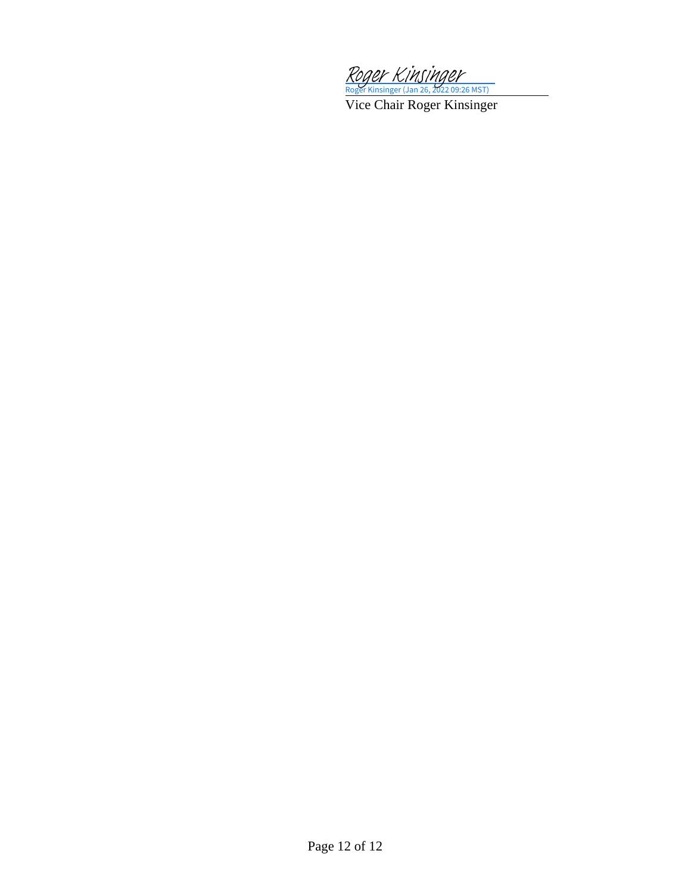Roger Kinsinger
Roger Kinsinger (Jan 26, 2022 09:26 MST)

Vice Chair Roger Kinsinger